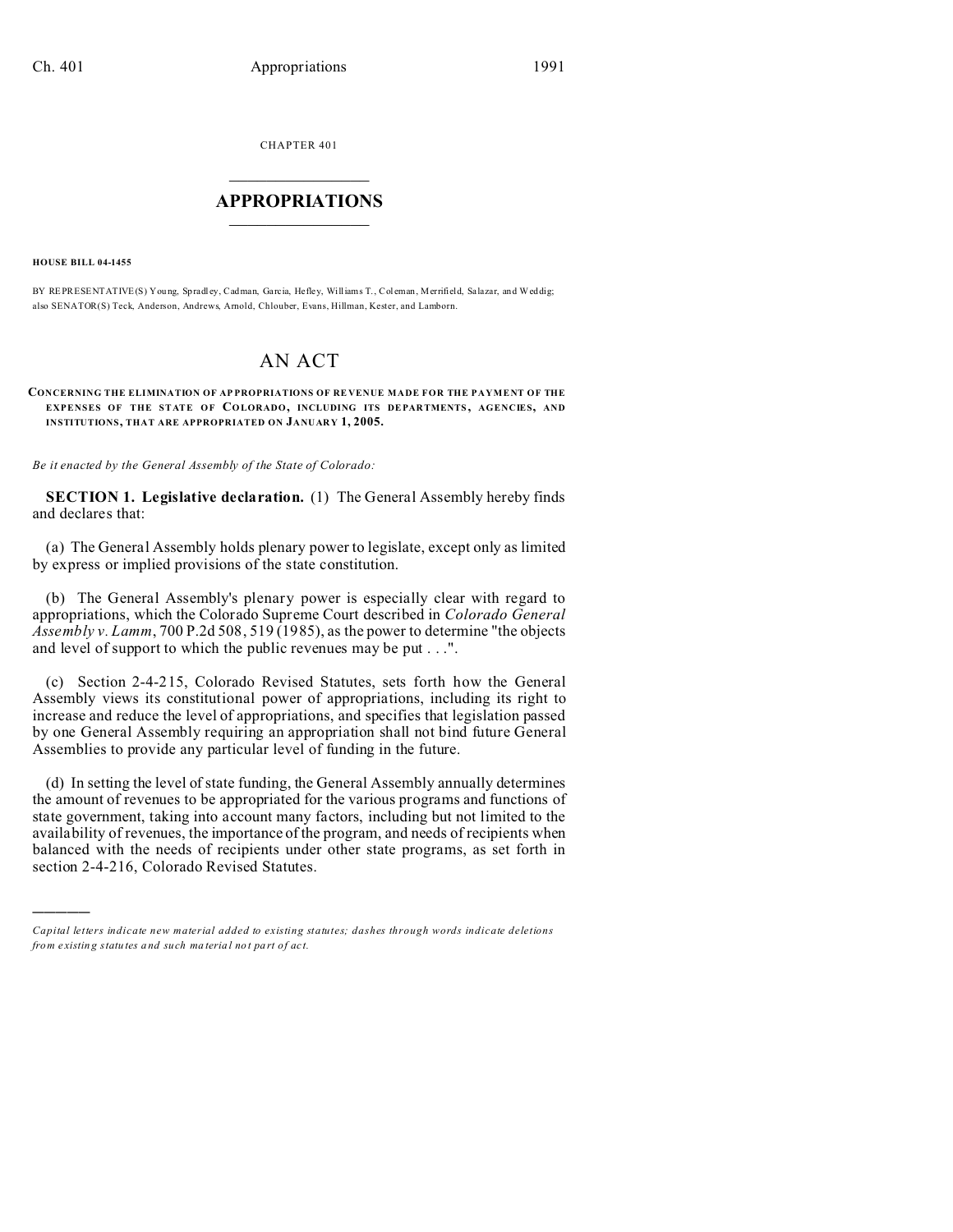CHAPTER 401

# APPROPRIATIONS

**HOUSE BILL 04-1455**

BY REPRESENTATIVE(S) Young, Spradley, Cadman, Garcia, Hefley, Williams T., Coleman, Merrifield, Salazar, and Weddig;
also SENATOR(S) Teck, Anderson, Andrews, Arnold, Chlouber, Evans, Hillman, Kester, and Lamborn.

# AN ACT

**CONCERNING THE ELIMINATION OF APPROPRIATIONS OF REVENUE MADE FOR THE PAYMENT OF THE EXPENSES OF THE STATE OF COLORADO, INCLUDING ITS DEPARTMENTS, AGENCIES, AND INSTITUTIONS, THAT ARE APPROPRIATED ON JANUARY 1, 2005.**

*Be it enacted by the General Assembly of the State of Colorado:*

**SECTION 1. Legislative declaration.** (1) The General Assembly hereby finds and declares that:

(a) The General Assembly holds plenary power to legislate, except only as limited by express or implied provisions of the state constitution.

(b) The General Assembly's plenary power is especially clear with regard to appropriations, which the Colorado Supreme Court described in *Colorado General Assembly v. Lamm*, 700 P.2d 508, 519 (1985), as the power to determine "the objects and level of support to which the public revenues may be put . . .".

(c) Section 2-4-215, Colorado Revised Statutes, sets forth how the General Assembly views its constitutional power of appropriations, including its right to increase and reduce the level of appropriations, and specifies that legislation passed by one General Assembly requiring an appropriation shall not bind future General Assemblies to provide any particular level of funding in the future.

(d) In setting the level of state funding, the General Assembly annually determines the amount of revenues to be appropriated for the various programs and functions of state government, taking into account many factors, including but not limited to the availability of revenues, the importance of the program, and needs of recipients when balanced with the needs of recipients under other state programs, as set forth in section 2-4-216, Colorado Revised Statutes.

---

*Capital letters indicate new material added to existing statutes; dashes through words indicate deletions from existing statutes and such material not part of act.*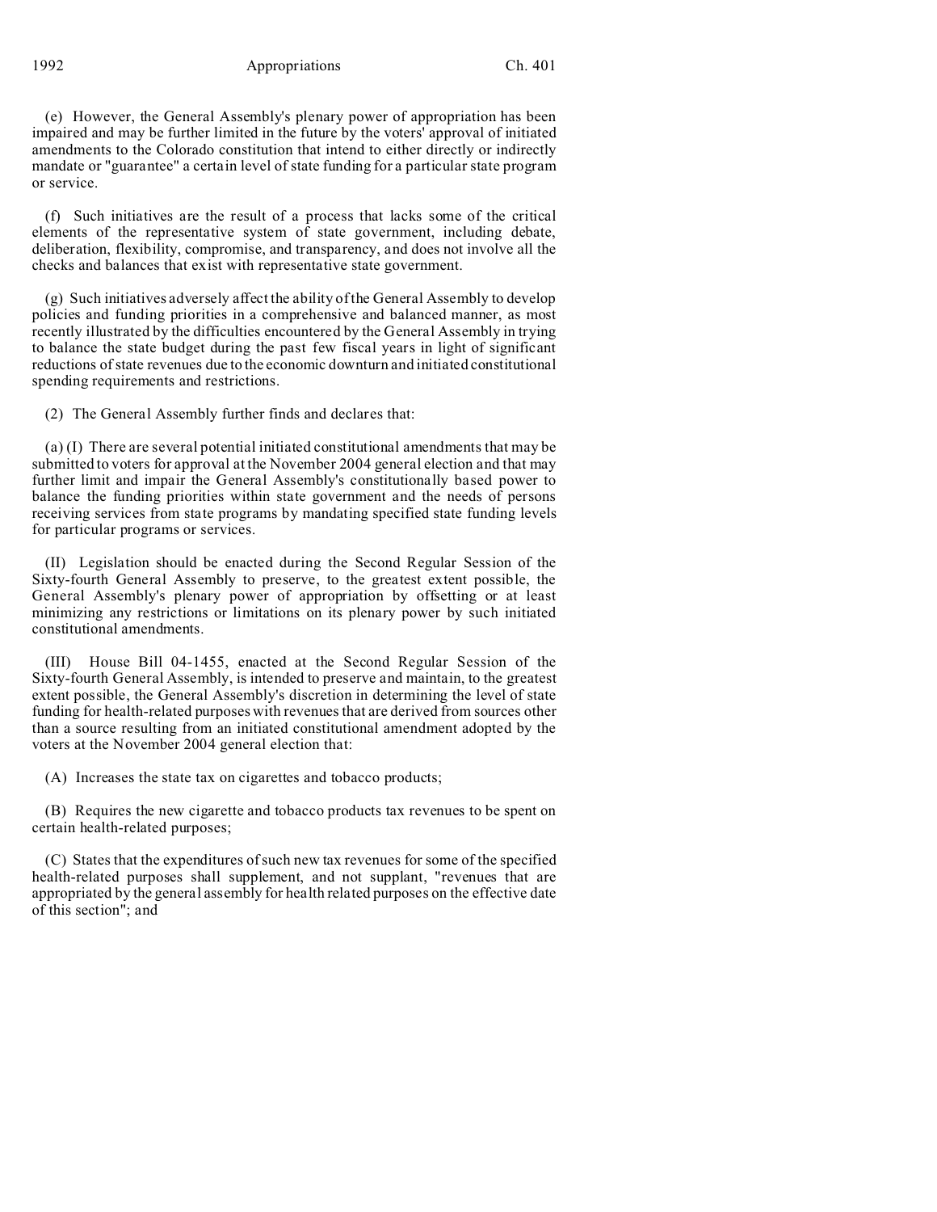(e) However, the General Assembly's plenary power of appropriation has been impaired and may be further limited in the future by the voters' approval of initiated amendments to the Colorado constitution that intend to either directly or indirectly mandate or "guarantee" a certain level of state funding for a particular state program or service.

(f) Such initiatives are the result of a process that lacks some of the critical elements of the representative system of state government, including debate, deliberation, flexibility, compromise, and transparency, and does not involve all the checks and balances that exist with representative state government.

(g) Such initiatives adversely affect the ability of the General Assembly to develop policies and funding priorities in a comprehensive and balanced manner, as most recently illustrated by the difficulties encountered by the General Assembly in trying to balance the state budget during the past few fiscal years in light of significant reductions of state revenues due to the economic downturn and initiated constitutional spending requirements and restrictions.

(2) The General Assembly further finds and declares that:

(a) (I) There are several potential initiated constitutional amendments that may be submitted to voters for approval at the November 2004 general election and that may further limit and impair the General Assembly's constitutionally based power to balance the funding priorities within state government and the needs of persons receiving services from state programs by mandating specified state funding levels for particular programs or services.

(II) Legislation should be enacted during the Second Regular Session of the Sixty-fourth General Assembly to preserve, to the greatest extent possible, the General Assembly's plenary power of appropriation by offsetting or at least minimizing any restrictions or limitations on its plenary power by such initiated constitutional amendments.

(III) House Bill 04-1455, enacted at the Second Regular Session of the Sixty-fourth General Assembly, is intended to preserve and maintain, to the greatest extent possible, the General Assembly's discretion in determining the level of state funding for health-related purposes with revenues that are derived from sources other than a source resulting from an initiated constitutional amendment adopted by the voters at the November 2004 general election that:

(A) Increases the state tax on cigarettes and tobacco products;

(B) Requires the new cigarette and tobacco products tax revenues to be spent on certain health-related purposes;

(C) States that the expenditures of such new tax revenues for some of the specified health-related purposes shall supplement, and not supplant, "revenues that are appropriated by the general assembly for health related purposes on the effective date of this section"; and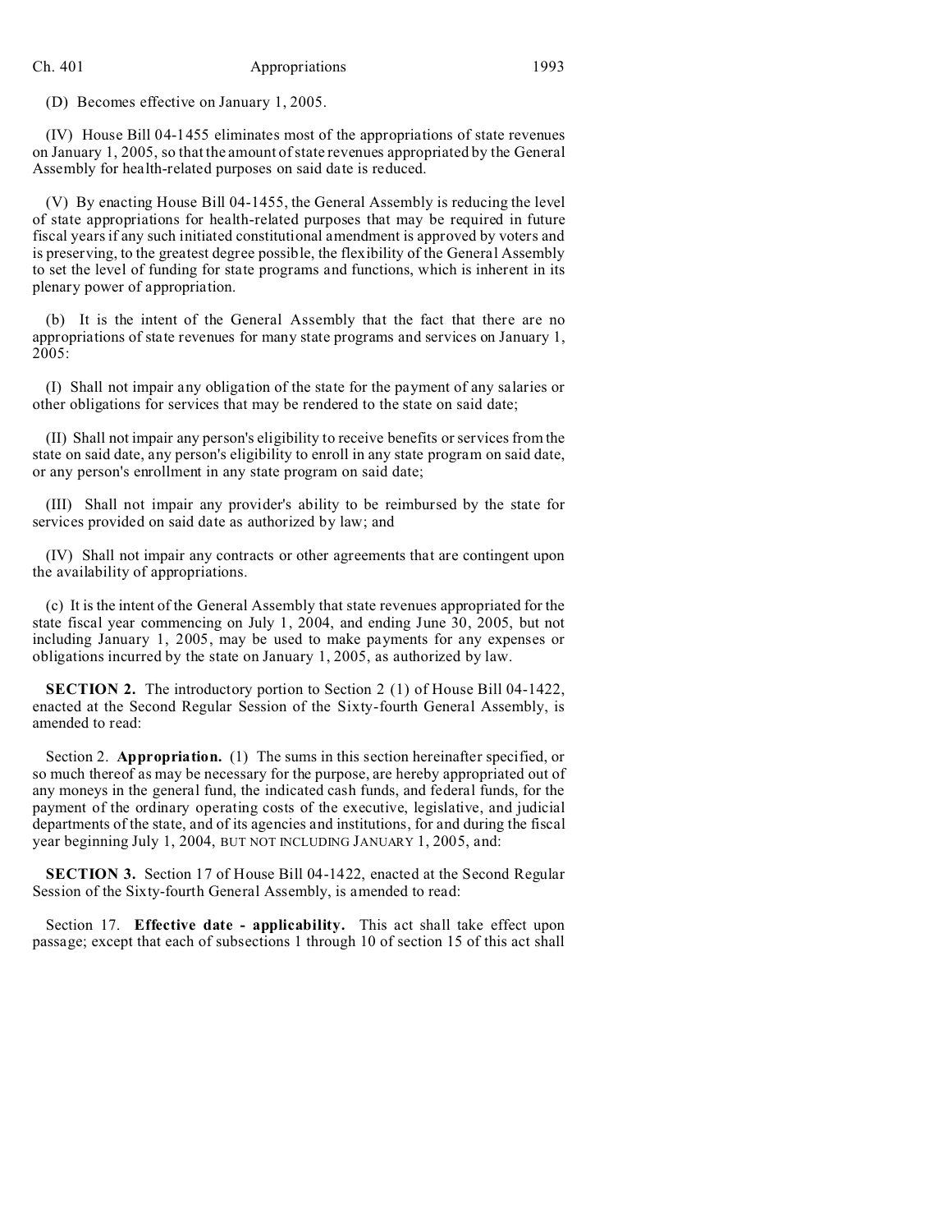(D) Becomes effective on January 1, 2005.

(IV) House Bill 04-1455 eliminates most of the appropriations of state revenues on January 1, 2005, so that the amount of state revenues appropriated by the General Assembly for health-related purposes on said date is reduced.

(V) By enacting House Bill 04-1455, the General Assembly is reducing the level of state appropriations for health-related purposes that may be required in future fiscal years if any such initiated constitutional amendment is approved by voters and is preserving, to the greatest degree possible, the flexibility of the General Assembly to set the level of funding for state programs and functions, which is inherent in its plenary power of appropriation.

(b) It is the intent of the General Assembly that the fact that there are no appropriations of state revenues for many state programs and services on January 1, 2005:

(I) Shall not impair any obligation of the state for the payment of any salaries or other obligations for services that may be rendered to the state on said date;

(II) Shall not impair any person's eligibility to receive benefits or services from the state on said date, any person's eligibility to enroll in any state program on said date, or any person's enrollment in any state program on said date;

(III) Shall not impair any provider's ability to be reimbursed by the state for services provided on said date as authorized by law; and

(IV) Shall not impair any contracts or other agreements that are contingent upon the availability of appropriations.

(c) It is the intent of the General Assembly that state revenues appropriated for the state fiscal year commencing on July 1, 2004, and ending June 30, 2005, but not including January 1, 2005, may be used to make payments for any expenses or obligations incurred by the state on January 1, 2005, as authorized by law.

**SECTION 2.** The introductory portion to Section 2 (1) of House Bill 04-1422, enacted at the Second Regular Session of the Sixty-fourth General Assembly, is amended to read:

Section 2. **Appropriation.** (1) The sums in this section hereinafter specified, or so much thereof as may be necessary for the purpose, are hereby appropriated out of any moneys in the general fund, the indicated cash funds, and federal funds, for the payment of the ordinary operating costs of the executive, legislative, and judicial departments of the state, and of its agencies and institutions, for and during the fiscal year beginning July 1, 2004, BUT NOT INCLUDING JANUARY 1, 2005, and:

**SECTION 3.** Section 17 of House Bill 04-1422, enacted at the Second Regular Session of the Sixty-fourth General Assembly, is amended to read:

Section 17. **Effective date - applicability.** This act shall take effect upon passage; except that each of subsections 1 through 10 of section 15 of this act shall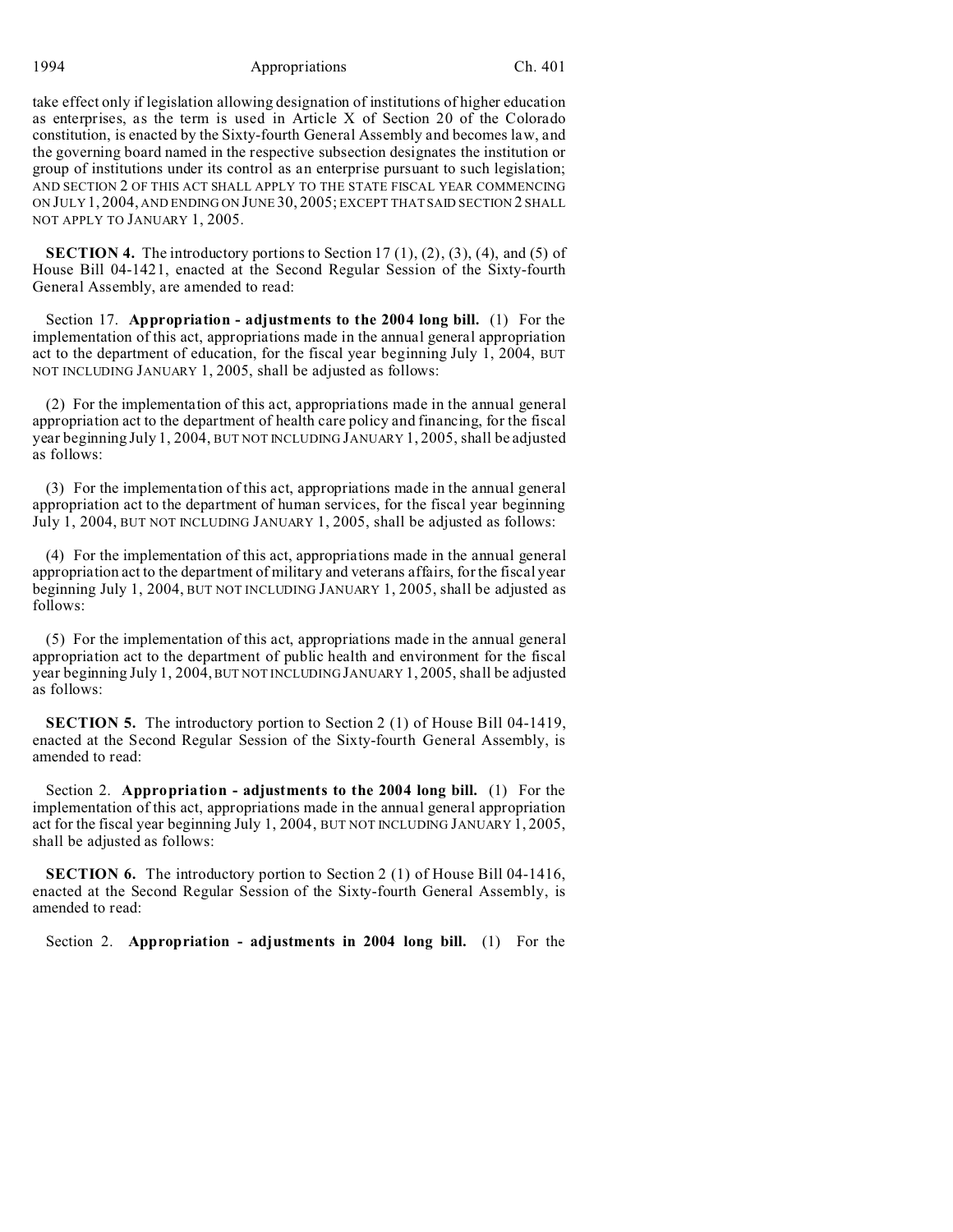take effect only if legislation allowing designation of institutions of higher education as enterprises, as the term is used in Article X of Section 20 of the Colorado constitution, is enacted by the Sixty-fourth General Assembly and becomes law, and the governing board named in the respective subsection designates the institution or group of institutions under its control as an enterprise pursuant to such legislation; AND SECTION 2 OF THIS ACT SHALL APPLY TO THE STATE FISCAL YEAR COMMENCING ON JULY 1, 2004, AND ENDING ON JUNE 30, 2005; EXCEPT THAT SAID SECTION 2 SHALL NOT APPLY TO JANUARY 1, 2005.

**SECTION 4.** The introductory portions to Section 17 (1), (2), (3), (4), and (5) of House Bill 04-1421, enacted at the Second Regular Session of the Sixty-fourth General Assembly, are amended to read:

Section 17. **Appropriation - adjustments to the 2004 long bill.** (1) For the implementation of this act, appropriations made in the annual general appropriation act to the department of education, for the fiscal year beginning July 1, 2004, BUT NOT INCLUDING JANUARY 1, 2005, shall be adjusted as follows:

(2) For the implementation of this act, appropriations made in the annual general appropriation act to the department of health care policy and financing, for the fiscal year beginning July 1, 2004, BUT NOT INCLUDING JANUARY 1, 2005, shall be adjusted as follows:

(3) For the implementation of this act, appropriations made in the annual general appropriation act to the department of human services, for the fiscal year beginning July 1, 2004, BUT NOT INCLUDING JANUARY 1, 2005, shall be adjusted as follows:

(4) For the implementation of this act, appropriations made in the annual general appropriation act to the department of military and veterans affairs, for the fiscal year beginning July 1, 2004, BUT NOT INCLUDING JANUARY 1, 2005, shall be adjusted as follows:

(5) For the implementation of this act, appropriations made in the annual general appropriation act to the department of public health and environment for the fiscal year beginning July 1, 2004, BUT NOT INCLUDING JANUARY 1, 2005, shall be adjusted as follows:

**SECTION 5.** The introductory portion to Section 2 (1) of House Bill 04-1419, enacted at the Second Regular Session of the Sixty-fourth General Assembly, is amended to read:

Section 2. **Appropriation - adjustments to the 2004 long bill.** (1) For the implementation of this act, appropriations made in the annual general appropriation act for the fiscal year beginning July 1, 2004, BUT NOT INCLUDING JANUARY 1, 2005, shall be adjusted as follows:

**SECTION 6.** The introductory portion to Section 2 (1) of House Bill 04-1416, enacted at the Second Regular Session of the Sixty-fourth General Assembly, is amended to read:

Section 2. **Appropriation - adjustments in 2004 long bill.** (1) For the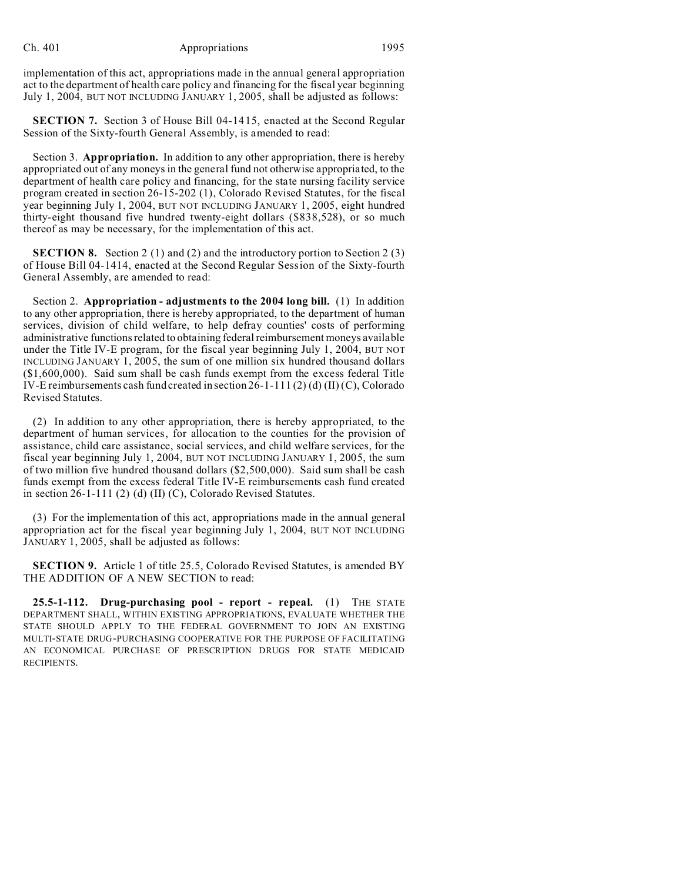implementation of this act, appropriations made in the annual general appropriation act to the department of health care policy and financing for the fiscal year beginning July 1, 2004, BUT NOT INCLUDING JANUARY 1, 2005, shall be adjusted as follows:

**SECTION 7.** Section 3 of House Bill 04-1415, enacted at the Second Regular Session of the Sixty-fourth General Assembly, is amended to read:

Section 3. **Appropriation.** In addition to any other appropriation, there is hereby appropriated out of any moneys in the general fund not otherwise appropriated, to the department of health care policy and financing, for the state nursing facility service program created in section 26-15-202 (1), Colorado Revised Statutes, for the fiscal year beginning July 1, 2004, BUT NOT INCLUDING JANUARY 1, 2005, eight hundred thirty-eight thousand five hundred twenty-eight dollars ($838,528), or so much thereof as may be necessary, for the implementation of this act.

**SECTION 8.** Section 2 (1) and (2) and the introductory portion to Section 2 (3) of House Bill 04-1414, enacted at the Second Regular Session of the Sixty-fourth General Assembly, are amended to read:

Section 2. **Appropriation - adjustments to the 2004 long bill.** (1) In addition to any other appropriation, there is hereby appropriated, to the department of human services, division of child welfare, to help defray counties' costs of performing administrative functions related to obtaining federal reimbursement moneys available under the Title IV-E program, for the fiscal year beginning July 1, 2004, BUT NOT INCLUDING JANUARY 1, 2005, the sum of one million six hundred thousand dollars ($1,600,000). Said sum shall be cash funds exempt from the excess federal Title IV-E reimbursements cash fund created in section 26-1-111 (2) (d) (II) (C), Colorado Revised Statutes.

(2) In addition to any other appropriation, there is hereby appropriated, to the department of human services, for allocation to the counties for the provision of assistance, child care assistance, social services, and child welfare services, for the fiscal year beginning July 1, 2004, BUT NOT INCLUDING JANUARY 1, 2005, the sum of two million five hundred thousand dollars ($2,500,000). Said sum shall be cash funds exempt from the excess federal Title IV-E reimbursements cash fund created in section 26-1-111 (2) (d) (II) (C), Colorado Revised Statutes.

(3) For the implementation of this act, appropriations made in the annual general appropriation act for the fiscal year beginning July 1, 2004, BUT NOT INCLUDING JANUARY 1, 2005, shall be adjusted as follows:

**SECTION 9.** Article 1 of title 25.5, Colorado Revised Statutes, is amended BY THE ADDITION OF A NEW SECTION to read:

**25.5-1-112. Drug-purchasing pool - report - repeal.** (1) THE STATE DEPARTMENT SHALL, WITHIN EXISTING APPROPRIATIONS, EVALUATE WHETHER THE STATE SHOULD APPLY TO THE FEDERAL GOVERNMENT TO JOIN AN EXISTING MULTI-STATE DRUG-PURCHASING COOPERATIVE FOR THE PURPOSE OF FACILITATING AN ECONOMICAL PURCHASE OF PRESCRIPTION DRUGS FOR STATE MEDICAID RECIPIENTS.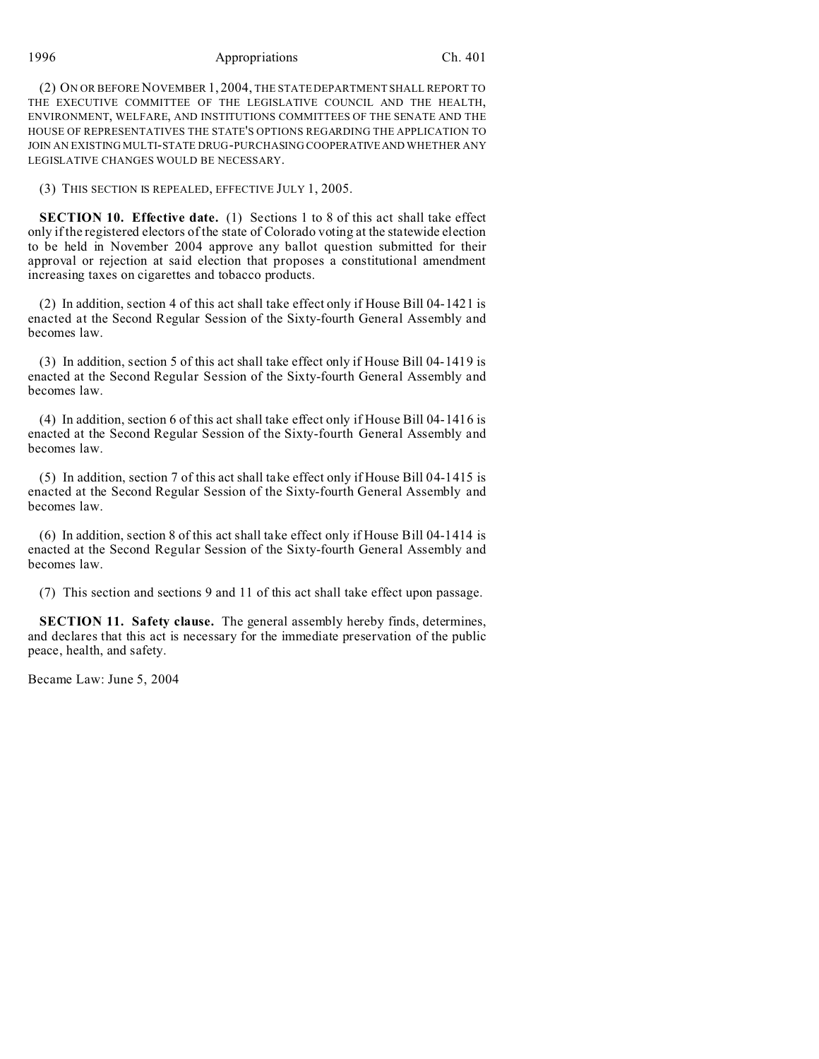(2) ON OR BEFORE NOVEMBER 1, 2004, THE STATE DEPARTMENT SHALL REPORT TO THE EXECUTIVE COMMITTEE OF THE LEGISLATIVE COUNCIL AND THE HEALTH, ENVIRONMENT, WELFARE, AND INSTITUTIONS COMMITTEES OF THE SENATE AND THE HOUSE OF REPRESENTATIVES THE STATE'S OPTIONS REGARDING THE APPLICATION TO JOIN AN EXISTING MULTI-STATE DRUG-PURCHASING COOPERATIVE AND WHETHER ANY LEGISLATIVE CHANGES WOULD BE NECESSARY.

(3) THIS SECTION IS REPEALED, EFFECTIVE JULY 1, 2005.

**SECTION 10. Effective date.** (1) Sections 1 to 8 of this act shall take effect only if the registered electors of the state of Colorado voting at the statewide election to be held in November 2004 approve any ballot question submitted for their approval or rejection at said election that proposes a constitutional amendment increasing taxes on cigarettes and tobacco products.

(2) In addition, section 4 of this act shall take effect only if House Bill 04-1421 is enacted at the Second Regular Session of the Sixty-fourth General Assembly and becomes law.

(3) In addition, section 5 of this act shall take effect only if House Bill 04-1419 is enacted at the Second Regular Session of the Sixty-fourth General Assembly and becomes law.

(4) In addition, section 6 of this act shall take effect only if House Bill 04-1416 is enacted at the Second Regular Session of the Sixty-fourth General Assembly and becomes law.

(5) In addition, section 7 of this act shall take effect only if House Bill 04-1415 is enacted at the Second Regular Session of the Sixty-fourth General Assembly and becomes law.

(6) In addition, section 8 of this act shall take effect only if House Bill 04-1414 is enacted at the Second Regular Session of the Sixty-fourth General Assembly and becomes law.

(7) This section and sections 9 and 11 of this act shall take effect upon passage.

**SECTION 11. Safety clause.** The general assembly hereby finds, determines, and declares that this act is necessary for the immediate preservation of the public peace, health, and safety.

Became Law: June 5, 2004